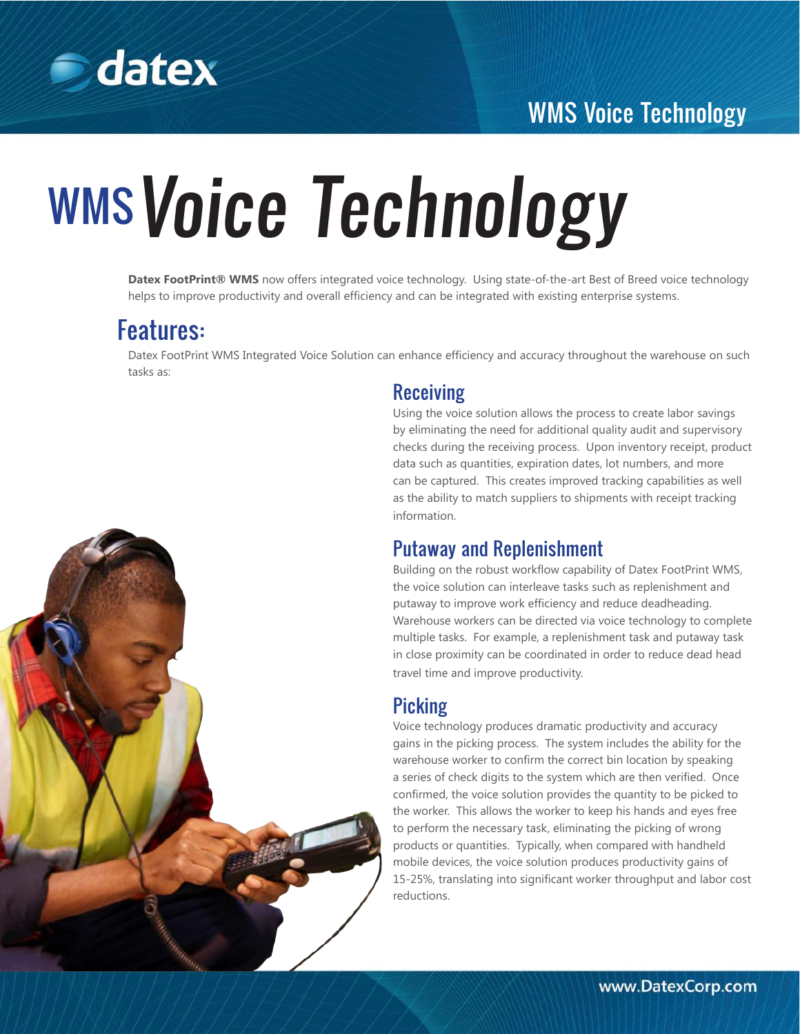# WMS Voice Technology

**Datex FootPrint® WMS** now offers integrated voice technology. Using state-of-the-art Best of Breed voice technology helps to improve productivity and overall efficiency and can be integrated with existing enterprise systems.

## Features:

Datex FootPrint WMS Integrated Voice Solution can enhance efficiency and accuracy throughout the warehouse on such tasks as:

### Receiving

Using the voice solution allows the process to create labor savings by eliminating the need for additional quality audit and supervisory checks during the receiving process. Upon inventory receipt, product data such as quantities, expiration dates, lot numbers, and more can be captured. This creates improved tracking capabilities as well as the ability to match suppliers to shipments with receipt tracking information.

### Putaway and Replenishment

Building on the robust workflow capability of Datex FootPrint WMS, the voice solution can interleave tasks such as replenishment and putaway to improve work efficiency and reduce deadheading. Warehouse workers can be directed via voice technology to complete multiple tasks. For example, a replenishment task and putaway task in close proximity can be coordinated in order to reduce dead head travel time and improve productivity.

### Picking

Voice technology produces dramatic productivity and accuracy gains in the picking process. The system includes the ability for the warehouse worker to confirm the correct bin location by speaking a series of check digits to the system which are then verified. Once confirmed, the voice solution provides the quantity to be picked to the worker. This allows the worker to keep his hands and eyes free to perform the necessary task, eliminating the picking of wrong products or quantities. Typically, when compared with handheld mobile devices, the voice solution produces productivity gains of 15-25%, translating into significant worker throughput and labor cost reductions.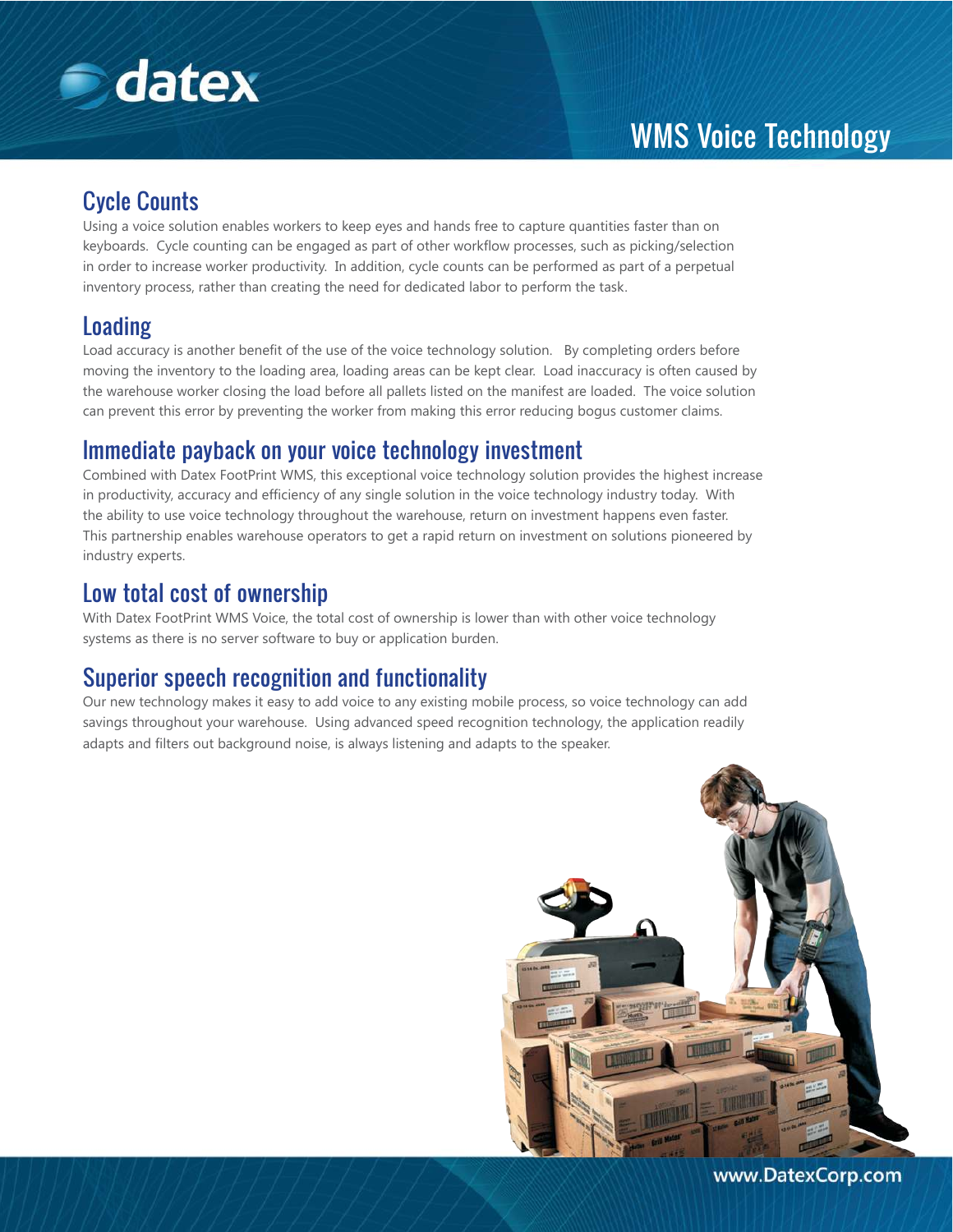# WMS Voice Technology

## Cycle Counts

Using a voice solution enables workers to keep eyes and hands free to capture quantities faster than on keyboards. Cycle counting can be engaged as part of other workflow processes, such as picking/selection in order to increase worker productivity. In addition, cycle counts can be performed as part of a perpetual inventory process, rather than creating the need for dedicated labor to perform the task.

## Loading

Load accuracy is another benefit of the use of the voice technology solution. By completing orders before moving the inventory to the loading area, loading areas can be kept clear. Load inaccuracy is often caused by the warehouse worker closing the load before all pallets listed on the manifest are loaded. The voice solution can prevent this error by preventing the worker from making this error reducing bogus customer claims.

## Immediate payback on your voice technology investment

Combined with Datex FootPrint WMS, this exceptional voice technology solution provides the highest increase in productivity, accuracy and efficiency of any single solution in the voice technology industry today. With the ability to use voice technology throughout the warehouse, return on investment happens even faster. This partnership enables warehouse operators to get a rapid return on investment on solutions pioneered by industry experts.

## Low total cost of ownership

With Datex FootPrint WMS Voice, the total cost of ownership is lower than with other voice technology systems as there is no server software to buy or application burden.

## Superior speech recognition and functionality

Our new technology makes it easy to add voice to any existing mobile process, so voice technology can add savings throughout your warehouse. Using advanced speed recognition technology, the application readily adapts and filters out background noise, is always listening and adapts to the speaker.

www.DatexCorp.com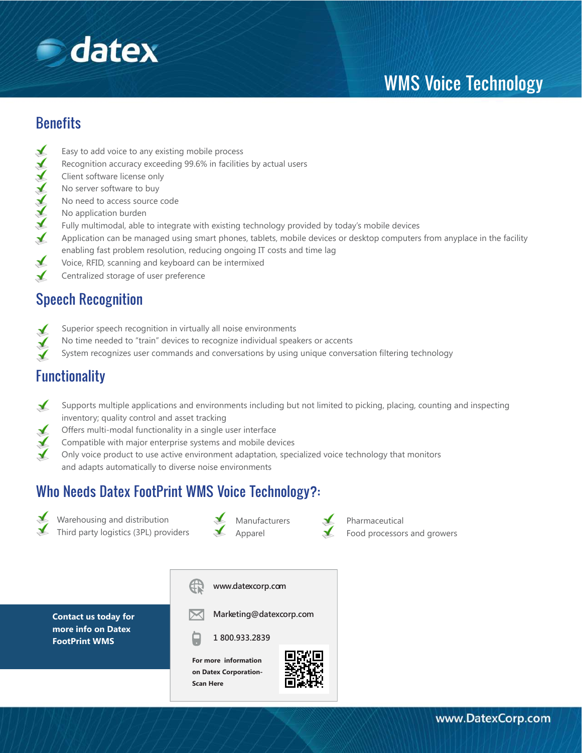datex

# WMS Voice Technology

## Benefits

- Easy to add voice to any existing mobile process
- Recognition accuracy exceeding 99.6% in facilities by actual users
- Client software license only
- No server software to buy
- No need to access source code
- No application burden
- Fully multimodal, able to integrate with existing technology provided by today's mobile devices
- Application can be managed using smart phones, tablets, mobile devices or desktop computers from anyplace in the facility enabling fast problem resolution, reducing ongoing IT costs and time lag
- Voice, RFID, scanning and keyboard can be intermixed
- Centralized storage of user preference

## Speech Recognition

- Superior speech recognition in virtually all noise environments
- No time needed to "train" devices to recognize individual speakers or accents
- System recognizes user commands and conversations by using unique conversation filtering technology

## Functionality

- Supports multiple applications and environments including but not limited to picking, placing, counting and inspecting inventory; quality control and asset tracking
- Offers multi-modal functionality in a single user interface
- Compatible with major enterprise systems and mobile devices
- Only voice product to use active environment adaptation, specialized voice technology that monitors and adapts automatically to diverse noise environments

## Who Needs Datex FootPrint WMS Voice Technology?:

- Warehousing and distribution
- Third party logistics (3PL) providers
- Manufacturers
- Apparel
- Pharmaceutical
- Food processors and growers

**Contact us today for more info on Datex FootPrint WMS**

www.datexcorp.com

Marketing@datexcorp.com

1 800.933.2839

**For more information on Datex Corporation- Scan Here**

www.DatexCorp.com